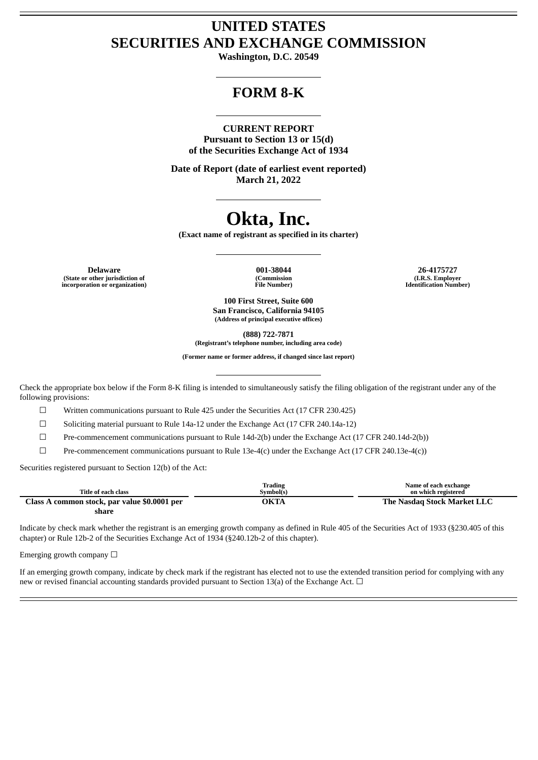# UNITED STATES
# SECURITIES AND EXCHANGE COMMISSION

**Washington, D.C. 20549**

---

# FORM 8-K

---

**CURRENT REPORT**
**Pursuant to Section 13 or 15(d)**
**of the Securities Exchange Act of 1934**

**Date of Report (date of earliest event reported)**
**March 21, 2022**

---

# Okta, Inc.

**(Exact name of registrant as specified in its charter)**

---

| **Delaware** | **001-38044** | **26-4175727** |
|---|---|---|
| (State or other jurisdiction of incorporation or organization) | (Commission File Number) | (I.R.S. Employer Identification Number) |

**100 First Street, Suite 600**
**San Francisco, California 94105**
(Address of principal executive offices)

**(888) 722-7871**
(Registrant's telephone number, including area code)

(Former name or former address, if changed since last report)

---

Check the appropriate box below if the Form 8-K filing is intended to simultaneously satisfy the filing obligation of the registrant under any of the following provisions:

☐ Written communications pursuant to Rule 425 under the Securities Act (17 CFR 230.425)

☐ Soliciting material pursuant to Rule 14a-12 under the Exchange Act (17 CFR 240.14a-12)

☐ Pre-commencement communications pursuant to Rule 14d-2(b) under the Exchange Act (17 CFR 240.14d-2(b))

☐ Pre-commencement communications pursuant to Rule 13e-4(c) under the Exchange Act (17 CFR 240.13e-4(c))

Securities registered pursuant to Section 12(b) of the Act:

| Title of each class | Trading Symbol(s) | Name of each exchange on which registered |
|---|---|---|
| **Class A common stock, par value $0.0001 per share** | **OKTA** | **The Nasdaq Stock Market LLC** |

Indicate by check mark whether the registrant is an emerging growth company as defined in Rule 405 of the Securities Act of 1933 (§230.405 of this chapter) or Rule 12b-2 of the Securities Exchange Act of 1934 (§240.12b-2 of this chapter).

Emerging growth company ☐

If an emerging growth company, indicate by check mark if the registrant has elected not to use the extended transition period for complying with any new or revised financial accounting standards provided pursuant to Section 13(a) of the Exchange Act. ☐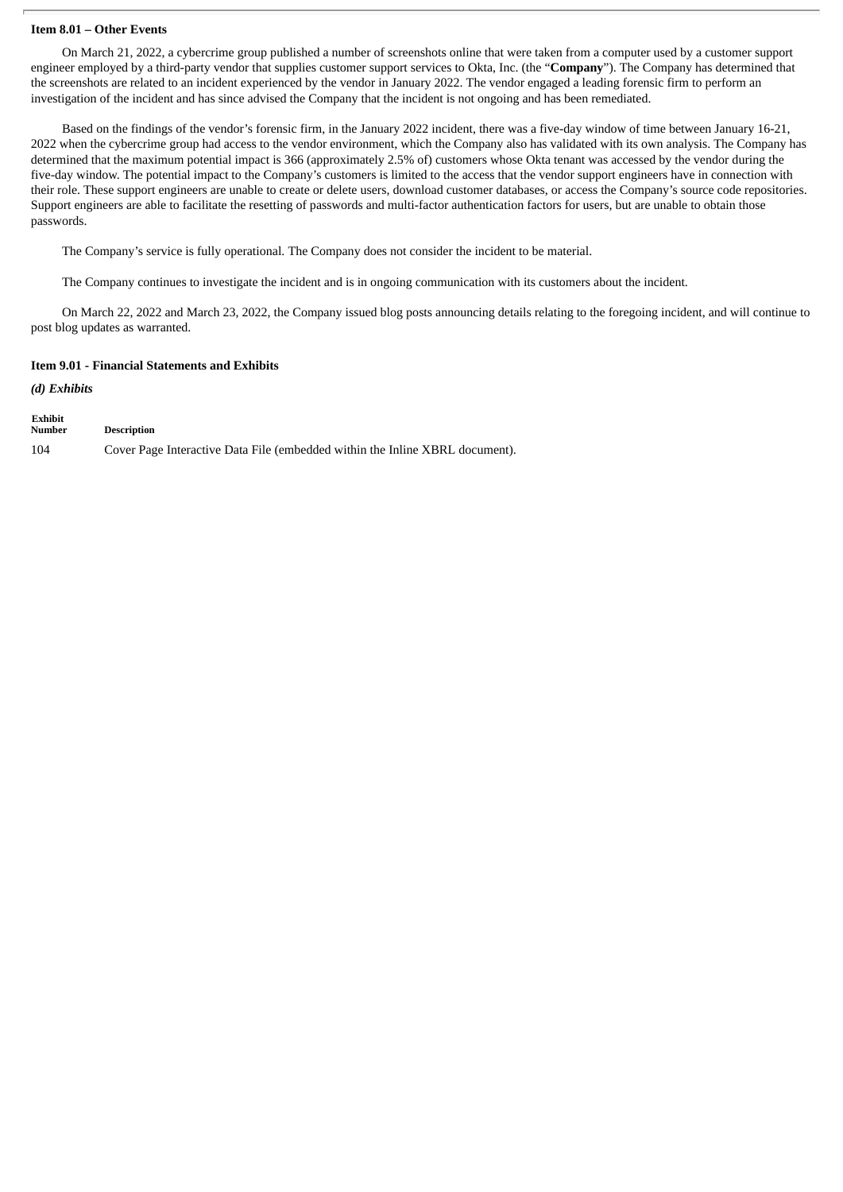**Item 8.01 – Other Events**

On March 21, 2022, a cybercrime group published a number of screenshots online that were taken from a computer used by a customer support engineer employed by a third-party vendor that supplies customer support services to Okta, Inc. (the "**Company**"). The Company has determined that the screenshots are related to an incident experienced by the vendor in January 2022. The vendor engaged a leading forensic firm to perform an investigation of the incident and has since advised the Company that the incident is not ongoing and has been remediated.

Based on the findings of the vendor's forensic firm, in the January 2022 incident, there was a five-day window of time between January 16-21, 2022 when the cybercrime group had access to the vendor environment, which the Company also has validated with its own analysis. The Company has determined that the maximum potential impact is 366 (approximately 2.5% of) customers whose Okta tenant was accessed by the vendor during the five-day window. The potential impact to the Company's customers is limited to the access that the vendor support engineers have in connection with their role. These support engineers are unable to create or delete users, download customer databases, or access the Company's source code repositories. Support engineers are able to facilitate the resetting of passwords and multi-factor authentication factors for users, but are unable to obtain those passwords.

The Company's service is fully operational. The Company does not consider the incident to be material.

The Company continues to investigate the incident and is in ongoing communication with its customers about the incident.

On March 22, 2022 and March 23, 2022, the Company issued blog posts announcing details relating to the foregoing incident, and will continue to post blog updates as warranted.

**Item 9.01 - Financial Statements and Exhibits**

***(d) Exhibits***

| Exhibit Number | Description |
|---|---|
| 104 | Cover Page Interactive Data File (embedded within the Inline XBRL document). |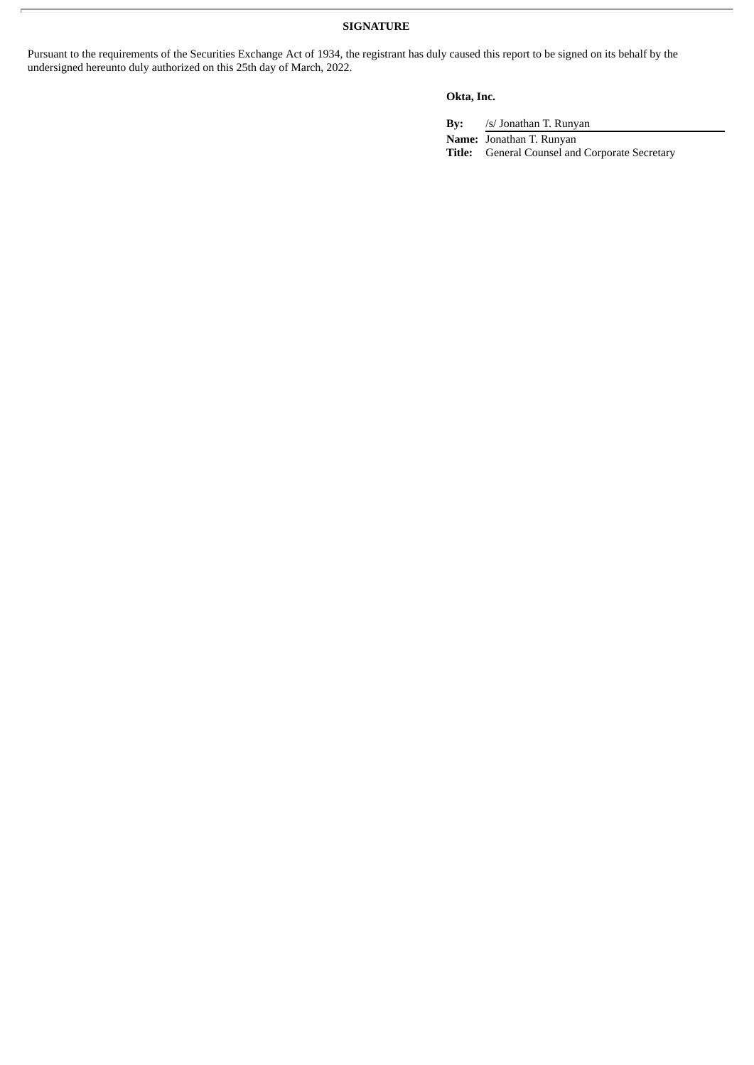## SIGNATURE

Pursuant to the requirements of the Securities Exchange Act of 1934, the registrant has duly caused this report to be signed on its behalf by the undersigned hereunto duly authorized on this 25th day of March, 2022.

**Okta, Inc.**

**By:** /s/ Jonathan T. Runyan

**Name:** Jonathan T. Runyan

**Title:** General Counsel and Corporate Secretary